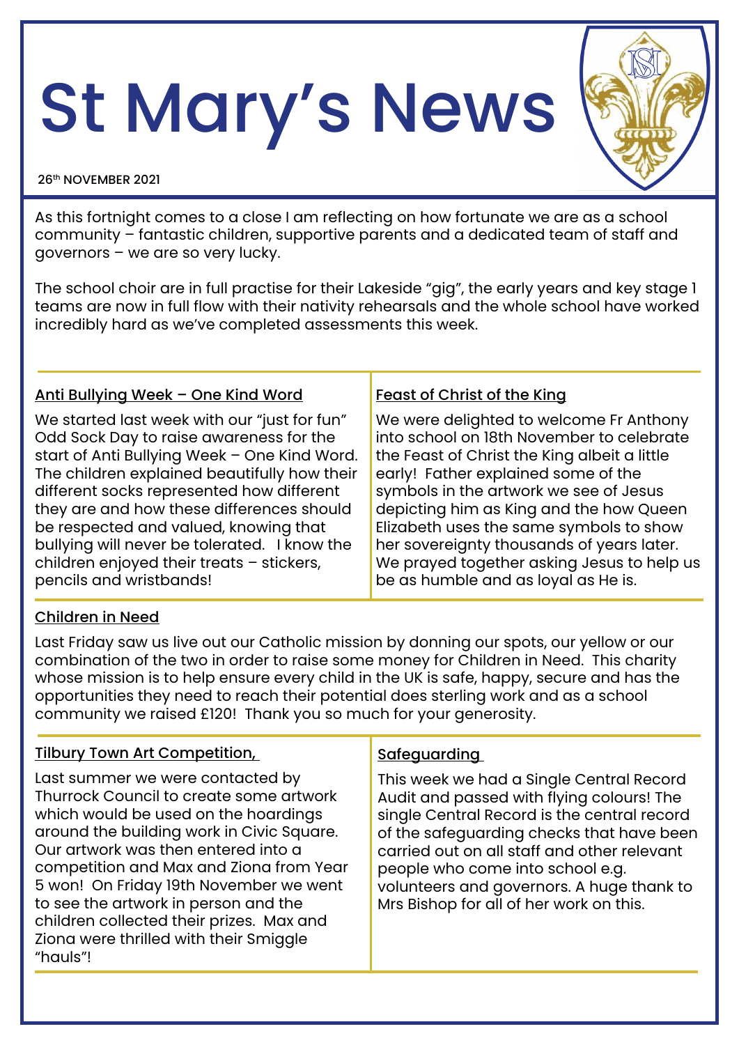# St Mary's News

26th NOVEMBER 2021

As this fortnight comes to a close I am reflecting on how fortunate we are as a school community – fantastic children, supportive parents and a dedicated team of staff and governors – we are so very lucky.

The school choir are in full practise for their Lakeside "gig", the early years and key stage 1 teams are now in full flow with their nativity rehearsals and the whole school have worked incredibly hard as we've completed assessments this week.

## Anti Bullying Week – One Kind Word

We started last week with our "just for fun" Odd Sock Day to raise awareness for the start of Anti Bullying Week – One Kind Word. The children explained beautifully how their different socks represented how different they are and how these differences should be respected and valued, knowing that bullying will never be tolerated.  I know the children enjoyed their treats – stickers, pencils and wristbands!

## Feast of Christ of the King

We were delighted to welcome Fr Anthony into school on 18th November to celebrate the Feast of Christ the King albeit a little early!  Father explained some of the symbols in the artwork we see of Jesus depicting him as King and the how Queen Elizabeth uses the same symbols to show her sovereignty thousands of years later. We prayed together asking Jesus to help us be as humble and as loyal as He is.

## Children in Need

Last Friday saw us live out our Catholic mission by donning our spots, our yellow or our combination of the two in order to raise some money for Children in Need.  This charity whose mission is to help ensure every child in the UK is safe, happy, secure and has the opportunities they need to reach their potential does sterling work and as a school community we raised £120!  Thank you so much for your generosity.

## Tilbury Town Art Competition,

Last summer we were contacted by Thurrock Council to create some artwork which would be used on the hoardings around the building work in Civic Square. Our artwork was then entered into a competition and Max and Ziona from Year 5 won!  On Friday 19th November we went to see the artwork in person and the children collected their prizes.  Max and Ziona were thrilled with their Smiggle "hauls"!

## Safeguarding

This week we had a Single Central Record Audit and passed with flying colours! The single Central Record is the central record of the safeguarding checks that have been carried out on all staff and other relevant people who come into school e.g. volunteers and governors. A huge thank to Mrs Bishop for all of her work on this.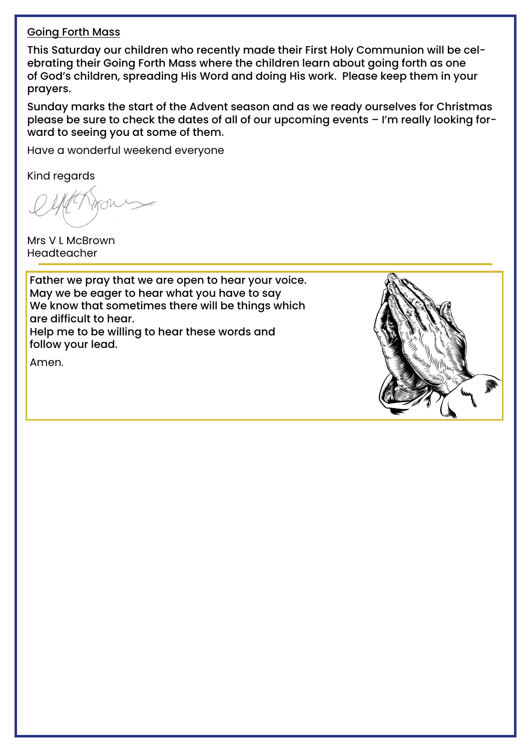## Going Forth Mass

This Saturday our children who recently made their First Holy Communion will be celebrating their Going Forth Mass where the children learn about going forth as one of God's children, spreading His Word and doing His work. Please keep them in your prayers.

Sunday marks the start of the Advent season and as we ready ourselves for Christmas please be sure to check the dates of all of our upcoming events – I'm really looking forward to seeing you at some of them.

Have a wonderful weekend everyone

Kind regards

Mrs V L McBrown
Headteacher

---

Father we pray that we are open to hear your voice.
May we be eager to hear what you have to say
We know that sometimes there will be things which are difficult to hear.
Help me to be willing to hear these words and follow your lead.

Amen.